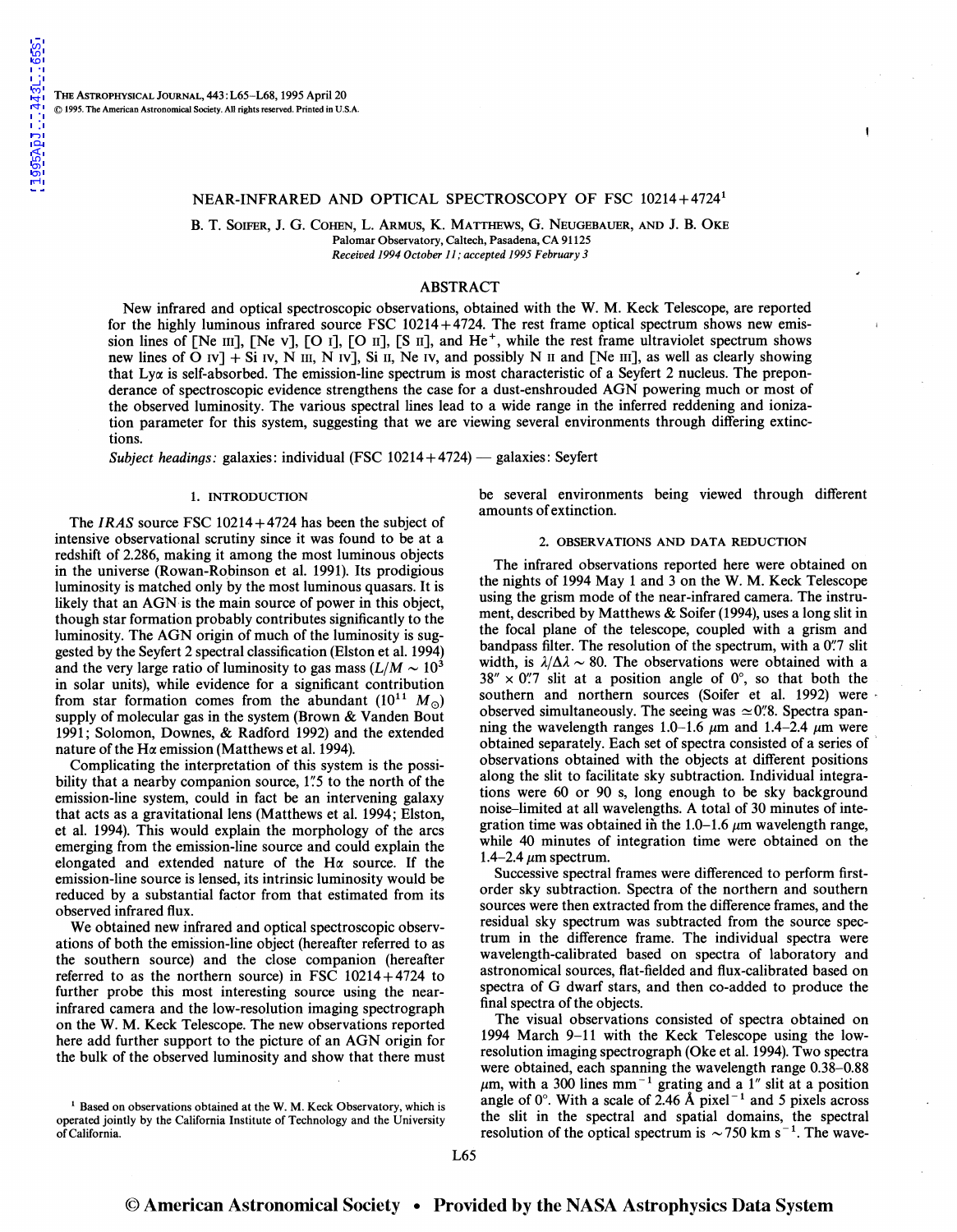# NEAR-INFRARED AND OPTICAL SPECTROSCOPY OF FSC 10214+4724[1]

B. T. Soifer, J. G. Cohen, L. Armus, K. Matthews, G. Neugebauer, and J. B. Oke

Palomar Observatory, Caltech, Pasadena, CA 91125

*Received 1994 October 11; accepted 1995 February 3*

## ABSTRACT

New infrared and optical spectroscopic observations, obtained with the W. M. Keck Telescope, are reported for the highly luminous infrared source FSC 10214+4724. The rest frame optical spectrum shows new emission lines of [Ne III], [Ne V], [O I], [O II], [S II], and $He^+$, while the rest frame ultraviolet spectrum shows new lines of O IV] + Si IV, N III, N IV], Si II, Ne IV, and possibly N II and [Ne III], as well as clearly showing that Ly$\alpha$ is self-absorbed. The emission-line spectrum is most characteristic of a Seyfert 2 nucleus. The preponderance of spectroscopic evidence strengthens the case for a dust-enshrouded AGN powering much or most of the observed luminosity. The various spectral lines lead to a wide range in the inferred reddening and ionization parameter for this system, suggesting that we are viewing several environments through differing extinctions.

*Subject headings:* galaxies: individual (FSC 10214+4724) — galaxies: Seyfert

## 1. INTRODUCTION

The *IRAS* source FSC 10214+4724 has been the subject of intensive observational scrutiny since it was found to be at a redshift of 2.286, making it among the most luminous objects in the universe (Rowan-Robinson et al. 1991). Its prodigious luminosity is matched only by the most luminous quasars. It is likely that an AGN is the main source of power in this object, though star formation probably contributes significantly to the luminosity. The AGN origin of much of the luminosity is suggested by the Seyfert 2 spectral classification (Elston et al. 1994) and the very large ratio of luminosity to gas mass ($L/M \sim 10^3$ in solar units), while evidence for a significant contribution from star formation comes from the abundant ($10^{11}$ $M_\odot$) supply of molecular gas in the system (Brown & Vanden Bout 1991; Solomon, Downes, & Radford 1992) and the extended nature of the H$\alpha$ emission (Matthews et al. 1994).

Complicating the interpretation of this system is the possibility that a nearby companion source, 1".5 to the north of the emission-line system, could in fact be an intervening galaxy that acts as a gravitational lens (Matthews et al. 1994; Elston, et al. 1994). This would explain the morphology of the arcs emerging from the emission-line source and could explain the elongated and extended nature of the H$\alpha$ source. If the emission-line source is lensed, its intrinsic luminosity would be reduced by a substantial factor from that estimated from its observed infrared flux.

We obtained new infrared and optical spectroscopic observations of both the emission-line object (hereafter referred to as the southern source) and the close companion (hereafter referred to as the northern source) in FSC 10214+4724 to further probe this most interesting source using the near-infrared camera and the low-resolution imaging spectrograph on the W. M. Keck Telescope. The new observations reported here add further support to the picture of an AGN origin for the bulk of the observed luminosity and show that there must be several environments being viewed through different amounts of extinction.

## 2. OBSERVATIONS AND DATA REDUCTION

The infrared observations reported here were obtained on the nights of 1994 May 1 and 3 on the W. M. Keck Telescope using the grism mode of the near-infrared camera. The instrument, described by Matthews & Soifer (1994), uses a long slit in the focal plane of the telescope, coupled with a grism and bandpass filter. The resolution of the spectrum, with a 0".7 slit width, is $\lambda/\Delta\lambda \sim 80$. The observations were obtained with a 38" × 0".7 slit at a position angle of 0°, so that both the southern and northern sources (Soifer et al. 1992) were observed simultaneously. The seeing was $\simeq$0".8. Spectra spanning the wavelength ranges 1.0–1.6 $\mu$m and 1.4–2.4 $\mu$m were obtained separately. Each set of spectra consisted of a series of observations obtained with the objects at different positions along the slit to facilitate sky subtraction. Individual integrations were 60 or 90 s, long enough to be sky background noise–limited at all wavelengths. A total of 30 minutes of integration time was obtained in the 1.0–1.6 $\mu$m wavelength range, while 40 minutes of integration time were obtained on the 1.4–2.4 $\mu$m spectrum.

Successive spectral frames were differenced to perform first-order sky subtraction. Spectra of the northern and southern sources were then extracted from the difference frames, and the residual sky spectrum was subtracted from the source spectrum in the difference frame. The individual spectra were wavelength-calibrated based on spectra of laboratory and astronomical sources, flat-fielded and flux-calibrated based on spectra of G dwarf stars, and then co-added to produce the final spectra of the objects.

The visual observations consisted of spectra obtained on 1994 March 9–11 with the Keck Telescope using the low-resolution imaging spectrograph (Oke et al. 1994). Two spectra were obtained, each spanning the wavelength range 0.38–0.88 $\mu$m, with a 300 lines mm$^{-1}$ grating and a 1" slit at a position angle of 0°. With a scale of 2.46 Å pixel$^{-1}$ and 5 pixels across the slit in the spectral and spatial domains, the spectral resolution of the optical spectrum is $\sim$750 km s$^{-1}$. The wave-

[1] Based on observations obtained at the W. M. Keck Observatory, which is operated jointly by the California Institute of Technology and the University of California.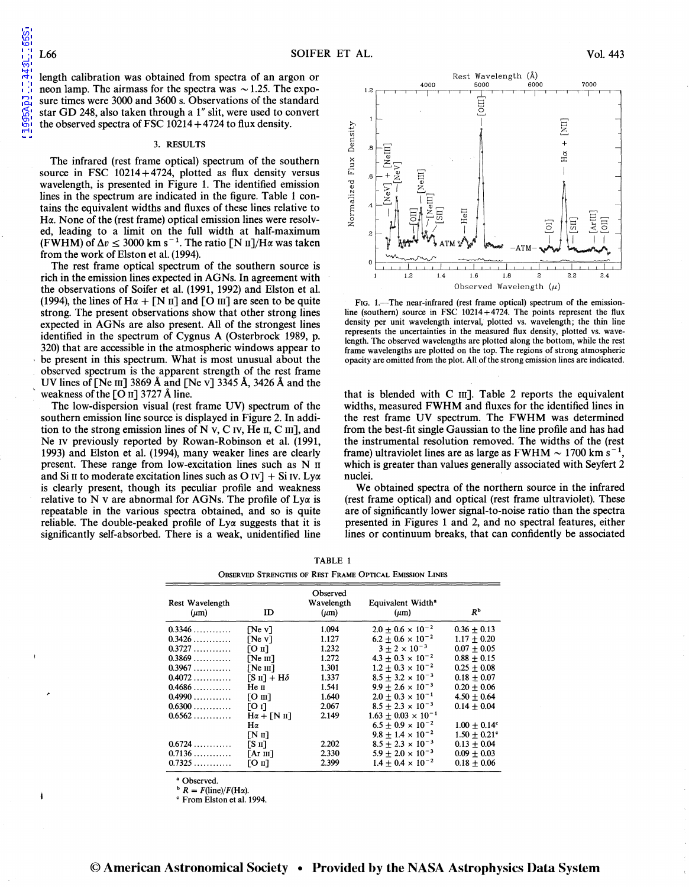length calibration was obtained from spectra of an argon or neon lamp. The airmass for the spectra was ~1.25. The exposure times were 3000 and 3600 s. Observations of the standard star GD 248, also taken through a 1" slit, were used to convert the observed spectra of FSC 10214+4724 to flux density.

## 3. RESULTS

The infrared (rest frame optical) spectrum of the southern source in FSC 10214+4724, plotted as flux density versus wavelength, is presented in Figure 1. The identified emission lines in the spectrum are indicated in the figure. Table 1 contains the equivalent widths and fluxes of these lines relative to Hα. None of the (rest frame) optical emission lines were resolved, leading to a limit on the full width at half-maximum (FWHM) of $\Delta v \leq 3000$ km $s^{-1}$. The ratio [N II]/Hα was taken from the work of Elston et al. (1994).

The rest frame optical spectrum of the southern source is rich in the emission lines expected in AGNs. In agreement with the observations of Soifer et al. (1991, 1992) and Elston et al. (1994), the lines of Hα + [N II] and [O III] are seen to be quite strong. The present observations show that other strong lines expected in AGNs are also present. All of the strongest lines identified in the spectrum of Cygnus A (Osterbrock 1989, p. 320) that are accessible in the atmospheric windows appear to be present in this spectrum. What is most unusual about the observed spectrum is the apparent strength of the rest frame UV lines of [Ne III] 3869 Å and [Ne V] 3345 Å, 3426 Å and the weakness of the [O II] 3727 Å line.

The low-dispersion visual (rest frame UV) spectrum of the southern emission line source is displayed in Figure 2. In addition to the strong emission lines of N V, C IV, He II, C III], and Ne IV previously reported by Rowan-Robinson et al. (1991, 1993) and Elston et al. (1994), many weaker lines are clearly present. These range from low-excitation lines such as N II and Si II to moderate excitation lines such as O IV] + Si IV. Lyα is clearly present, though its peculiar profile and weakness relative to N V are abnormal for AGNs. The profile of Lyα is repeatable in the various spectra obtained, and so is quite reliable. The double-peaked profile of Lyα suggests that it is significantly self-absorbed. There is a weak, unidentified line that is blended with C III]. Table 2 reports the equivalent widths, measured FWHM and fluxes for the identified lines in the rest frame UV spectrum. The FWHM was determined from the best-fit single Gaussian to the line profile and has had the instrumental resolution removed. The widths of the (rest frame) ultraviolet lines are as large as FWHM ~ 1700 km $s^{-1}$, which is greater than values generally associated with Seyfert 2 nuclei.

We obtained spectra of the northern source in the infrared (rest frame optical) and optical (rest frame ultraviolet). These are of significantly lower signal-to-noise ratio than the spectra presented in Figures 1 and 2, and no spectral features, either lines or continuum breaks, that can confidently be associated

FIG. 1.—The near-infrared (rest frame optical) spectrum of the emission-line (southern) source in FSC 10214+4724. The points represent the flux density per unit wavelength interval, plotted vs. wavelength; the thin line represents the uncertainties in the measured flux density, plotted vs. wavelength. The observed wavelengths are plotted along the bottom, while the rest frame wavelengths are plotted on the top. The regions of strong atmospheric opacity are omitted from the plot. All of the strong emission lines are indicated.

TABLE 1

OBSERVED STRENGTHS OF REST FRAME OPTICAL EMISSION LINES

| Rest Wavelength (μm) | ID | Observed Wavelength (μm) | Equivalent Width[a] (μm) | $R$[b] |
|---|---|---|---|---|
| 0.3346 | [Ne V] | 1.094 | $2.0 \pm 0.6 \times 10^{-2}$ | $0.36 \pm 0.13$ |
| 0.3426 | [Ne V] | 1.127 | $6.2 \pm 0.6 \times 10^{-2}$ | $1.17 \pm 0.20$ |
| 0.3727 | [O II] | 1.232 | $3 \pm 2 \times 10^{-3}$ | $0.07 \pm 0.05$ |
| 0.3869 | [Ne III] | 1.272 | $4.3 \pm 0.3 \times 10^{-2}$ | $0.88 \pm 0.15$ |
| 0.3967 | [Ne III] | 1.301 | $1.2 \pm 0.3 \times 10^{-2}$ | $0.25 \pm 0.08$ |
| 0.4072 | [S II] + Hδ | 1.337 | $8.5 \pm 3.2 \times 10^{-3}$ | $0.18 \pm 0.07$ |
| 0.4686 | He II | 1.541 | $9.9 \pm 2.6 \times 10^{-3}$ | $0.20 \pm 0.06$ |
| 0.4990 | [O III] | 1.640 | $2.0 \pm 0.3 \times 10^{-1}$ | $4.50 \pm 0.64$ |
| 0.6300 | [O I] | 2.067 | $8.5 \pm 2.3 \times 10^{-3}$ | $0.14 \pm 0.04$ |
| 0.6562 | Hα + [N II] | 2.149 | $1.63 \pm 0.03 \times 10^{-1}$ | |
| | Hα | | $6.5 \pm 0.9 \times 10^{-2}$ | $1.00 \pm 0.14$[c] |
| | [N II] | | $9.8 \pm 1.4 \times 10^{-2}$ | $1.50 \pm 0.21$[c] |
| 0.6724 | [S II] | 2.202 | $8.5 \pm 2.3 \times 10^{-3}$ | $0.13 \pm 0.04$ |
| 0.7136 | [Ar III] | 2.330 | $5.9 \pm 2.0 \times 10^{-3}$ | $0.09 \pm 0.03$ |
| 0.7325 | [O II] | 2.399 | $1.4 \pm 0.4 \times 10^{-2}$ | $0.18 \pm 0.06$ |

[a] Observed.

[b] $R = F(\text{line})/F(\text{H}\alpha)$.

[c] From Elston et al. 1994.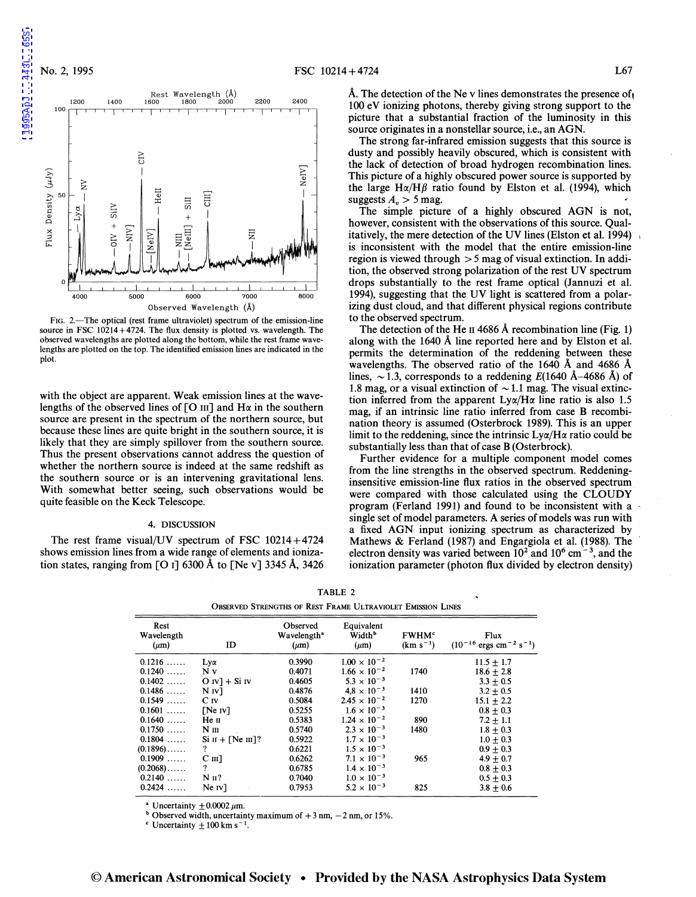FIG. 2.—The optical (rest frame ultraviolet) spectrum of the emission-line source in FSC 10214+4724. The flux density is plotted vs. wavelength. The observed wavelengths are plotted along the bottom, while the rest frame wavelengths are plotted on the top. The identified emission lines are indicated in the plot.

with the object are apparent. Weak emission lines at the wavelengths of the observed lines of [O III] and Hα in the southern source are present in the spectrum of the northern source, but because these lines are quite bright in the southern source, it is likely that they are simply spillover from the southern source. Thus the present observations cannot address the question of whether the northern source is indeed at the same redshift as the southern source or is an intervening gravitational lens. With somewhat better seeing, such observations would be quite feasible on the Keck Telescope.

## 4. DISCUSSION

The rest frame visual/UV spectrum of FSC 10214+4724 shows emission lines from a wide range of elements and ionization states, ranging from [O I] 6300 Å to [Ne V] 3345 Å, 3426 Å. The detection of the Ne V lines demonstrates the presence of 100 eV ionizing photons, thereby giving strong support to the picture that a substantial fraction of the luminosity in this source originates in a nonstellar source, i.e., an AGN.

The strong far-infrared emission suggests that this source is dusty and possibly heavily obscured, which is consistent with the lack of detection of broad hydrogen recombination lines. This picture of a highly obscured power source is supported by the large Hα/Hβ ratio found by Elston et al. (1994), which suggests $A_v > 5$ mag.

The simple picture of a highly obscured AGN is not, however, consistent with the observations of this source. Qualitatively, the mere detection of the UV lines (Elston et al. 1994) is inconsistent with the model that the entire emission-line region is viewed through >5 mag of visual extinction. In addition, the observed strong polarization of the rest UV spectrum drops substantially to the rest frame optical (Jannuzi et al. 1994), suggesting that the UV light is scattered from a polarizing dust cloud, and that different physical regions contribute to the observed spectrum.

The detection of the He II 4686 Å recombination line (Fig. 1) along with the 1640 Å line reported here and by Elston et al. permits the determination of the reddening between these wavelengths. The observed ratio of the 1640 Å and 4686 Å lines, ~1.3, corresponds to a reddening $E$(1640 Å–4686 Å) of 1.8 mag, or a visual extinction of ~1.1 mag. The visual extinction inferred from the apparent Lyα/Hα line ratio is also 1.5 mag, if an intrinsic line ratio inferred from case B recombination theory is assumed (Osterbrock 1989). This is an upper limit to the reddening, since the intrinsic Lyα/Hα ratio could be substantially less than that of case B (Osterbrock).

Further evidence for a multiple component model comes from the line strengths in the observed spectrum. Reddening-insensitive emission-line flux ratios in the observed spectrum were compared with those calculated using the CLOUDY program (Ferland 1991) and found to be inconsistent with a single set of model parameters. A series of models was run with a fixed AGN input ionizing spectrum as characterized by Mathews & Ferland (1987) and Engargiola et al. (1988). The electron density was varied between $10^2$ and $10^6$ cm$^{-3}$, and the ionization parameter (photon flux divided by electron density)

TABLE 2

OBSERVED STRENGTHS OF REST FRAME ULTRAVIOLET EMISSION LINES

| Rest Wavelength (μm) | ID | Observed Wavelength[a] (μm) | Equivalent Width[b] (μm) | FWHM[c] (km s$^{-1}$) | Flux ($10^{-16}$ ergs cm$^{-2}$ s$^{-1}$) |
|---|---|---|---|---|---|
| 0.1216 ...... | Lyα | 0.3990 | $1.00 \times 10^{-2}$ | | $11.5 \pm 1.7$ |
| 0.1240 ...... | N V | 0.4071 | $1.66 \times 10^{-2}$ | 1740 | $18.6 \pm 2.8$ |
| 0.1402 ...... | O IV] + Si IV | 0.4605 | $5.3 \times 10^{-3}$ | | $3.3 \pm 0.5$ |
| 0.1486 ...... | N IV] | 0.4876 | $4.8 \times 10^{-3}$ | 1410 | $3.2 \pm 0.5$ |
| 0.1549 ...... | C IV | 0.5084 | $2.45 \times 10^{-2}$ | 1270 | $15.1 \pm 2.2$ |
| 0.1601 ...... | [Ne IV] | 0.5255 | $1.6 \times 10^{-3}$ | | $0.8 \pm 0.3$ |
| 0.1640 ...... | He II | 0.5383 | $1.24 \times 10^{-2}$ | 890 | $7.2 \pm 1.1$ |
| 0.1750 ...... | N III | 0.5740 | $2.3 \times 10^{-3}$ | 1480 | $1.8 \pm 0.3$ |
| 0.1804 ...... | Si II + [Ne III]? | 0.5922 | $1.7 \times 10^{-3}$ | | $1.0 \pm 0.3$ |
| (0.1896)...... | ? | 0.6221 | $1.5 \times 10^{-3}$ | | $0.9 \pm 0.3$ |
| 0.1909 ...... | C III] | 0.6262 | $7.1 \times 10^{-3}$ | 965 | $4.9 \pm 0.7$ |
| (0.2068)...... | ? | 0.6785 | $1.4 \times 10^{-3}$ | | $0.8 \pm 0.3$ |
| 0.2140 ...... | N II? | 0.7040 | $1.0 \times 10^{-3}$ | | $0.5 \pm 0.3$ |
| 0.2424 ...... | Ne IV] | 0.7953 | $5.2 \times 10^{-3}$ | 825 | $3.8 \pm 0.6$ |

[a] Uncertainty ±0.0002 μm.
[b] Observed width, uncertainty maximum of +3 nm, −2 nm, or 15%.
[c] Uncertainty ±100 km s$^{-1}$.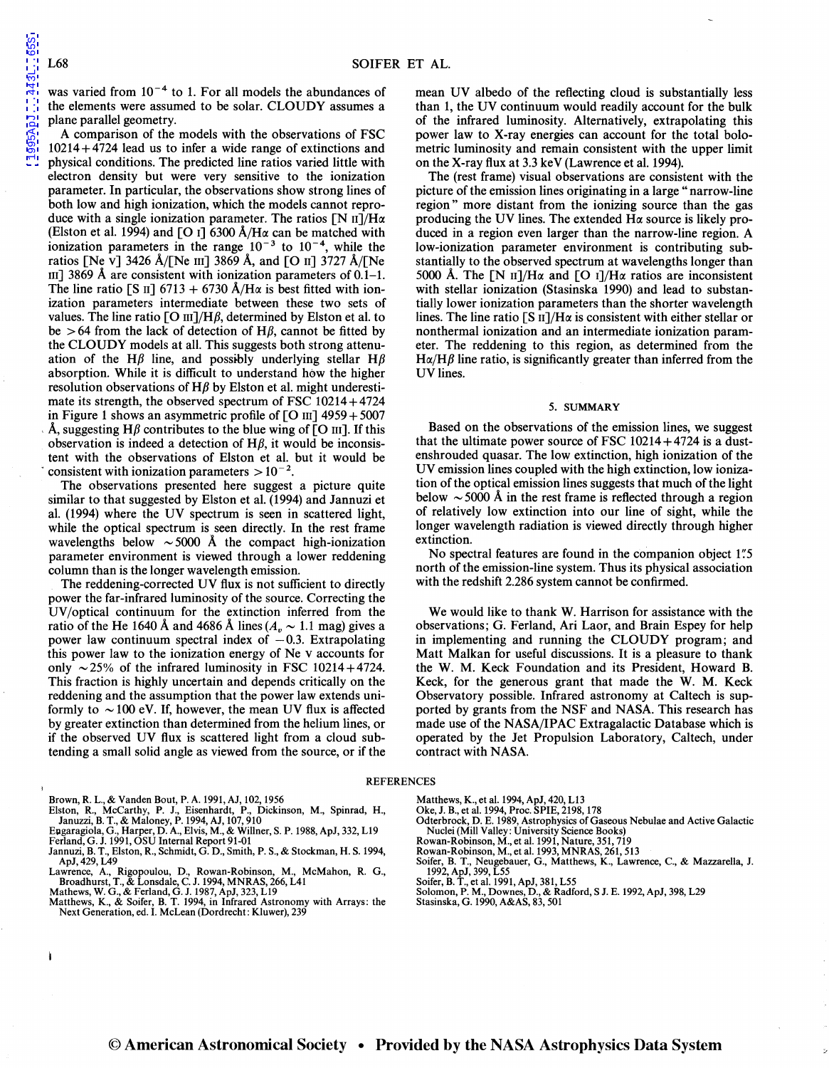was varied from $10^{-4}$ to 1. For all models the abundances of the elements were assumed to be solar. CLOUDY assumes a plane parallel geometry.

A comparison of the models with the observations of FSC 10214+4724 lead us to infer a wide range of extinctions and physical conditions. The predicted line ratios varied little with electron density but were very sensitive to the ionization parameter. In particular, the observations show strong lines of both low and high ionization, which the models cannot reproduce with a single ionization parameter. The ratios [N II]/Hα (Elston et al. 1994) and [O I] 6300 Å/Hα can be matched with ionization parameters in the range $10^{-3}$ to $10^{-4}$, while the ratios [Ne V] 3426 Å/[Ne III] 3869 Å, and [O II] 3727 Å/[Ne III] 3869 Å are consistent with ionization parameters of 0.1–1. The line ratio [S II] 6713 + 6730 Å/Hα is best fitted with ionization parameters intermediate between these two sets of values. The line ratio [O III]/Hβ, determined by Elston et al. to be >64 from the lack of detection of Hβ, cannot be fitted by the CLOUDY models at all. This suggests both strong attenuation of the Hβ line, and possibly underlying stellar Hβ absorption. While it is difficult to understand how the higher resolution observations of Hβ by Elston et al. might underestimate its strength, the observed spectrum of FSC 10214+4724 in Figure 1 shows an asymmetric profile of [O III] 4959+5007 Å, suggesting Hβ contributes to the blue wing of [O III]. If this observation is indeed a detection of Hβ, it would be inconsistent with the observations of Elston et al. but it would be consistent with ionization parameters $>10^{-2}$.

The observations presented here suggest a picture quite similar to that suggested by Elston et al. (1994) and Jannuzi et al. (1994) where the UV spectrum is seen in scattered light, while the optical spectrum is seen directly. In the rest frame wavelengths below ∼5000 Å the compact high-ionization parameter environment is viewed through a lower reddening column than is the longer wavelength emission.

The reddening-corrected UV flux is not sufficient to directly power the far-infrared luminosity of the source. Correcting the UV/optical continuum for the extinction inferred from the ratio of the He 1640 Å and 4686 Å lines ($A_v \sim 1.1$ mag) gives a power law continuum spectral index of −0.3. Extrapolating this power law to the ionization energy of Ne V accounts for only ∼25% of the infrared luminosity in FSC 10214+4724. This fraction is highly uncertain and depends critically on the reddening and the assumption that the power law extends uniformly to ∼100 eV. If, however, the mean UV flux is affected by greater extinction than determined from the helium lines, or if the observed UV flux is scattered light from a cloud subtending a small solid angle as viewed from the source, or if the mean UV albedo of the reflecting cloud is substantially less than 1, the UV continuum would readily account for the bulk of the infrared luminosity. Alternatively, extrapolating this power law to X-ray energies can account for the total bolometric luminosity and remain consistent with the upper limit on the X-ray flux at 3.3 keV (Lawrence et al. 1994).

The (rest frame) visual observations are consistent with the picture of the emission lines originating in a large "narrow-line region" more distant from the ionizing source than the gas producing the UV lines. The extended Hα source is likely produced in a region even larger than the narrow-line region. A low-ionization parameter environment is contributing substantially to the observed spectrum at wavelengths longer than 5000 Å. The [N II]/Hα and [O I]/Hα ratios are inconsistent with stellar ionization (Stasinska 1990) and lead to substantially lower ionization parameters than the shorter wavelength lines. The line ratio [S II]/Hα is consistent with either stellar or nonthermal ionization and an intermediate ionization parameter. The reddening to this region, as determined from the Hα/Hβ line ratio, is significantly greater than inferred from the UV lines.

## 5. SUMMARY

Based on the observations of the emission lines, we suggest that the ultimate power source of FSC 10214+4724 is a dust-enshrouded quasar. The low extinction, high ionization of the UV emission lines coupled with the high extinction, low ionization of the optical emission lines suggests that much of the light below ∼5000 Å in the rest frame is reflected through a region of relatively low extinction into our line of sight, while the longer wavelength radiation is viewed directly through higher extinction.

No spectral features are found in the companion object 1".5 north of the emission-line system. Thus its physical association with the redshift 2.286 system cannot be confirmed.

We would like to thank W. Harrison for assistance with the observations; G. Ferland, Ari Laor, and Brain Espey for help in implementing and running the CLOUDY program; and Matt Malkan for useful discussions. It is a pleasure to thank the W. M. Keck Foundation and its President, Howard B. Keck, for the generous grant that made the W. M. Keck Observatory possible. Infrared astronomy at Caltech is supported by grants from the NSF and NASA. This research has made use of the NASA/IPAC Extragalactic Database which is operated by the Jet Propulsion Laboratory, Caltech, under contract with NASA.

## REFERENCES

Brown, R. L., & Vanden Bout, P. A. 1991, AJ, 102, 1956
Elston, R., McCarthy, P. J., Eisenhardt, P., Dickinson, M., Spinrad, H., Januzzi, B. T., & Maloney, P. 1994, AJ, 107, 910
Engaragiola, G., Harper, D. A., Elvis, M., & Willner, S. P. 1988, ApJ, 332, L19
Ferland, G. J. 1991, OSU Internal Report 91-01
Jannuzi, B. T., Elston, R., Schmidt, G. D., Smith, P. S., & Stockman, H. S. 1994, ApJ, 429, L49
Lawrence, A., Rigopoulou, D., Rowan-Robinson, M., McMahon, R. G., Broadhurst, T., & Lonsdale, C. J. 1994, MNRAS, 266, L41
Mathews, W. G., & Ferland, G. J. 1987, ApJ, 323, L19
Matthews, K., & Soifer, B. T. 1994, in Infrared Astronomy with Arrays: the Next Generation, ed. I. McLean (Dordrecht: Kluwer), 239
Matthews, K., et al. 1994, ApJ, 420, L13
Oke, J. B., et al. 1994, Proc. SPIE, 2198, 178
Odterbrock, D. E. 1989, Astrophysics of Gaseous Nebulae and Active Galactic Nuclei (Mill Valley: University Science Books)
Rowan-Robinson, M., et al. 1991, Nature, 351, 719
Rowan-Robinson, M., et al. 1993, MNRAS, 261, 513
Soifer, B. T., Neugebauer, G., Matthews, K., Lawrence, C., & Mazzarella, J. 1992, ApJ, 399, L55
Soifer, B. T., et al. 1991, ApJ, 381, L55
Solomon, P. M., Downes, D., & Radford, S J. E. 1992, ApJ, 398, L29
Stasinska, G. 1990, A&AS, 83, 501